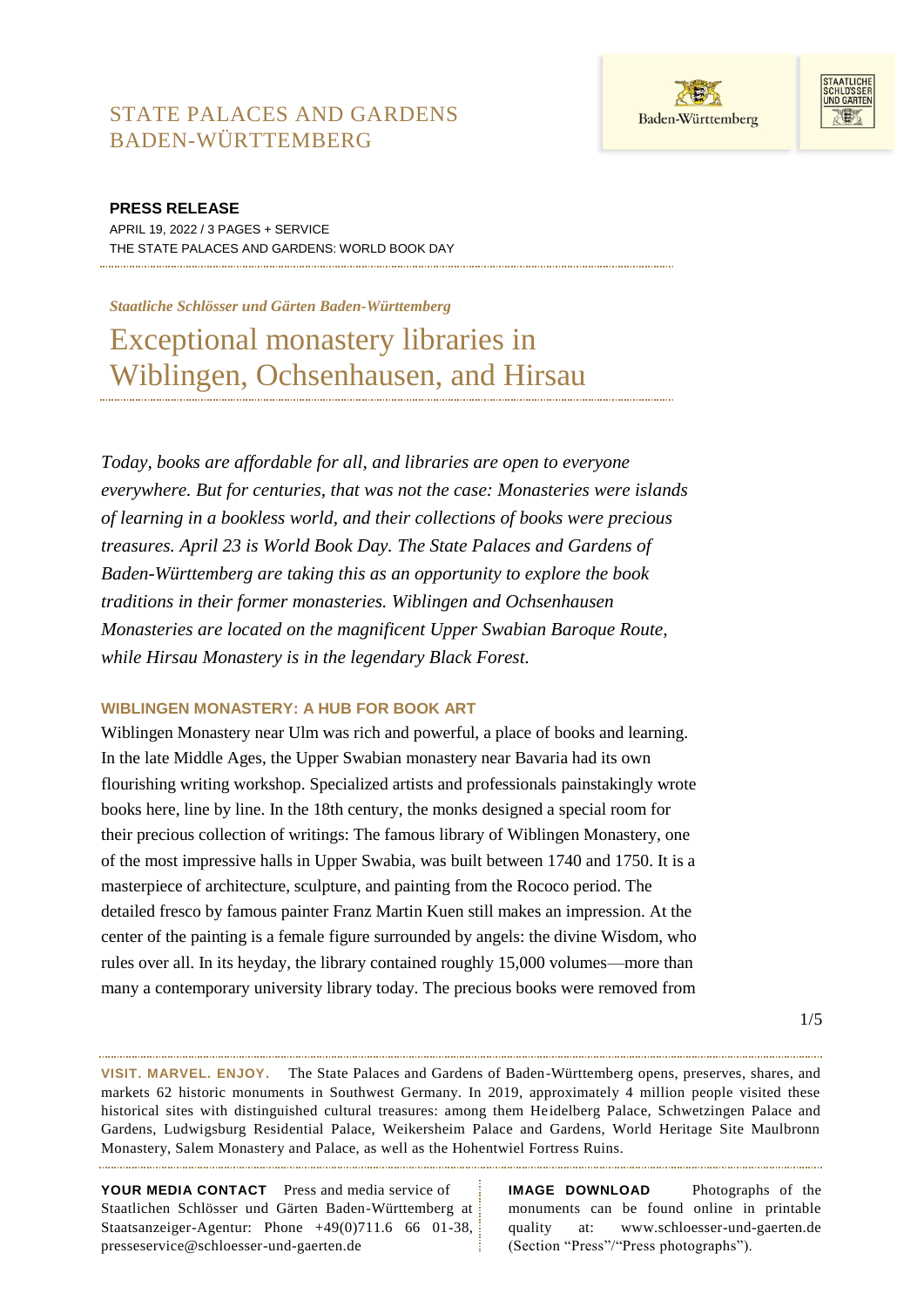STATE PALACES AND GARDENS
BADEN-WÜRTTEMBERG

**PRESS RELEASE**
APRIL 19, 2022 / 3 PAGES + SERVICE
THE STATE PALACES AND GARDENS: WORLD BOOK DAY

*Staatliche Schlösser und Gärten Baden-Württemberg*

# Exceptional monastery libraries in Wiblingen, Ochsenhausen, and Hirsau

*Today, books are affordable for all, and libraries are open to everyone everywhere. But for centuries, that was not the case: Monasteries were islands of learning in a bookless world, and their collections of books were precious treasures. April 23 is World Book Day. The State Palaces and Gardens of Baden-Württemberg are taking this as an opportunity to explore the book traditions in their former monasteries. Wiblingen and Ochsenhausen Monasteries are located on the magnificent Upper Swabian Baroque Route, while Hirsau Monastery is in the legendary Black Forest.*

## WIBLINGEN MONASTERY: A HUB FOR BOOK ART

Wiblingen Monastery near Ulm was rich and powerful, a place of books and learning. In the late Middle Ages, the Upper Swabian monastery near Bavaria had its own flourishing writing workshop. Specialized artists and professionals painstakingly wrote books here, line by line. In the 18th century, the monks designed a special room for their precious collection of writings: The famous library of Wiblingen Monastery, one of the most impressive halls in Upper Swabia, was built between 1740 and 1750. It is a masterpiece of architecture, sculpture, and painting from the Rococo period. The detailed fresco by famous painter Franz Martin Kuen still makes an impression. At the center of the painting is a female figure surrounded by angels: the divine Wisdom, who rules over all. In its heyday, the library contained roughly 15,000 volumes—more than many a contemporary university library today. The precious books were removed from

**VISIT. MARVEL. ENJOY.** The State Palaces and Gardens of Baden-Württemberg opens, preserves, shares, and markets 62 historic monuments in Southwest Germany. In 2019, approximately 4 million people visited these historical sites with distinguished cultural treasures: among them Heidelberg Palace, Schwetzingen Palace and Gardens, Ludwigsburg Residential Palace, Weikersheim Palace and Gardens, World Heritage Site Maulbronn Monastery, Salem Monastery and Palace, as well as the Hohentwiel Fortress Ruins.

**YOUR MEDIA CONTACT** Press and media service of Staatlichen Schlösser und Gärten Baden-Württemberg at Staatsanzeiger-Agentur: Phone +49(0)711.6 66 01-38, presseservice@schloesser-und-gaerten.de

**IMAGE DOWNLOAD** Photographs of the monuments can be found online in printable quality at: www.schloesser-und-gaerten.de (Section "Press"/"Press photographs").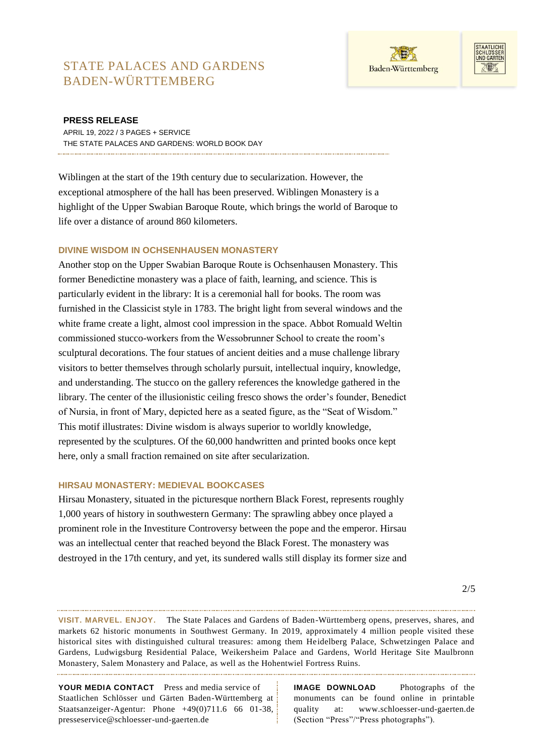Wiblingen at the start of the 19th century due to secularization. However, the exceptional atmosphere of the hall has been preserved. Wiblingen Monastery is a highlight of the Upper Swabian Baroque Route, which brings the world of Baroque to life over a distance of around 860 kilometers.

### DIVINE WISDOM IN OCHSENHAUSEN MONASTERY

Another stop on the Upper Swabian Baroque Route is Ochsenhausen Monastery. This former Benedictine monastery was a place of faith, learning, and science. This is particularly evident in the library: It is a ceremonial hall for books. The room was furnished in the Classicist style in 1783. The bright light from several windows and the white frame create a light, almost cool impression in the space. Abbot Romuald Weltin commissioned stucco-workers from the Wessobrunner School to create the room's sculptural decorations. The four statues of ancient deities and a muse challenge library visitors to better themselves through scholarly pursuit, intellectual inquiry, knowledge, and understanding. The stucco on the gallery references the knowledge gathered in the library. The center of the illusionistic ceiling fresco shows the order's founder, Benedict of Nursia, in front of Mary, depicted here as a seated figure, as the "Seat of Wisdom." This motif illustrates: Divine wisdom is always superior to worldly knowledge, represented by the sculptures. Of the 60,000 handwritten and printed books once kept here, only a small fraction remained on site after secularization.

### HIRSAU MONASTERY: MEDIEVAL BOOKCASES

Hirsau Monastery, situated in the picturesque northern Black Forest, represents roughly 1,000 years of history in southwestern Germany: The sprawling abbey once played a prominent role in the Investiture Controversy between the pope and the emperor. Hirsau was an intellectual center that reached beyond the Black Forest. The monastery was destroyed in the 17th century, and yet, its sundered walls still display its former size and

**VISIT. MARVEL. ENJOY.** The State Palaces and Gardens of Baden-Württemberg opens, preserves, shares, and markets 62 historic monuments in Southwest Germany. In 2019, approximately 4 million people visited these historical sites with distinguished cultural treasures: among them Heidelberg Palace, Schwetzingen Palace and Gardens, Ludwigsburg Residential Palace, Weikersheim Palace and Gardens, World Heritage Site Maulbronn Monastery, Salem Monastery and Palace, as well as the Hohentwiel Fortress Ruins.

**YOUR MEDIA CONTACT** Press and media service of Staatlichen Schlösser und Gärten Baden-Württemberg at Staatsanzeiger-Agentur: Phone +49(0)711.6 66 01-38, presseservice@schloesser-und-gaerten.de

**IMAGE DOWNLOAD** Photographs of the monuments can be found online in printable quality at: www.schloesser-und-gaerten.de (Section "Press"/"Press photographs").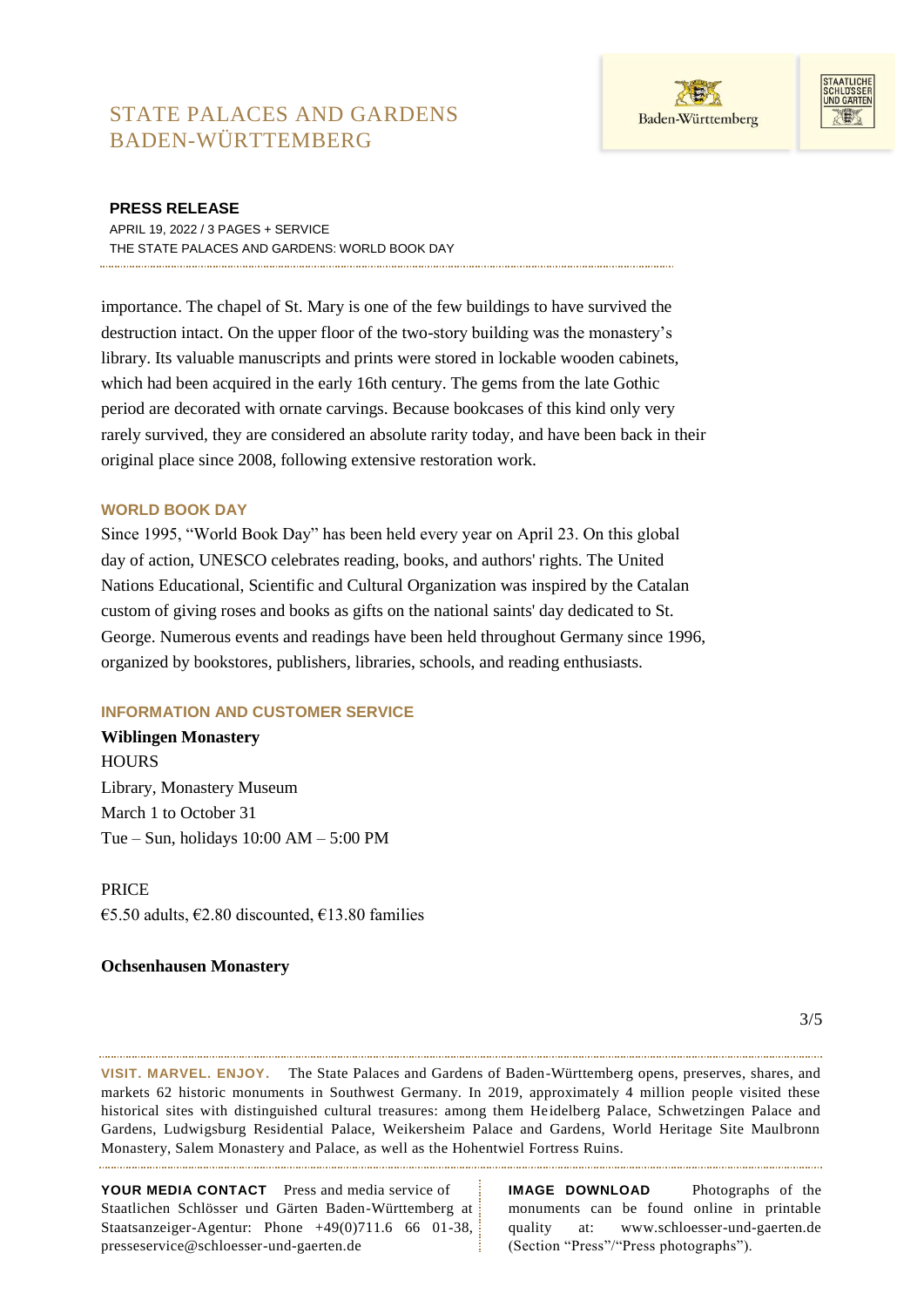importance. The chapel of St. Mary is one of the few buildings to have survived the destruction intact. On the upper floor of the two-story building was the monastery's library. Its valuable manuscripts and prints were stored in lockable wooden cabinets, which had been acquired in the early 16th century. The gems from the late Gothic period are decorated with ornate carvings. Because bookcases of this kind only very rarely survived, they are considered an absolute rarity today, and have been back in their original place since 2008, following extensive restoration work.

## WORLD BOOK DAY

Since 1995, "World Book Day" has been held every year on April 23. On this global day of action, UNESCO celebrates reading, books, and authors' rights. The United Nations Educational, Scientific and Cultural Organization was inspired by the Catalan custom of giving roses and books as gifts on the national saints' day dedicated to St. George. Numerous events and readings have been held throughout Germany since 1996, organized by bookstores, publishers, libraries, schools, and reading enthusiasts.

## INFORMATION AND CUSTOMER SERVICE

**Wiblingen Monastery**

HOURS
Library, Monastery Museum
March 1 to October 31
Tue – Sun, holidays 10:00 AM – 5:00 PM

PRICE
€5.50 adults, €2.80 discounted, €13.80 families

**Ochsenhausen Monastery**

**VISIT. MARVEL. ENJOY.** The State Palaces and Gardens of Baden-Württemberg opens, preserves, shares, and markets 62 historic monuments in Southwest Germany. In 2019, approximately 4 million people visited these historical sites with distinguished cultural treasures: among them Heidelberg Palace, Schwetzingen Palace and Gardens, Ludwigsburg Residential Palace, Weikersheim Palace and Gardens, World Heritage Site Maulbronn Monastery, Salem Monastery and Palace, as well as the Hohentwiel Fortress Ruins.

**YOUR MEDIA CONTACT** Press and media service of Staatlichen Schlösser und Gärten Baden-Württemberg at Staatsanzeiger-Agentur: Phone +49(0)711.6 66 01-38, presseservice@schloesser-und-gaerten.de

**IMAGE DOWNLOAD** Photographs of the monuments can be found online in printable quality at: www.schloesser-und-gaerten.de (Section "Press"/"Press photographs").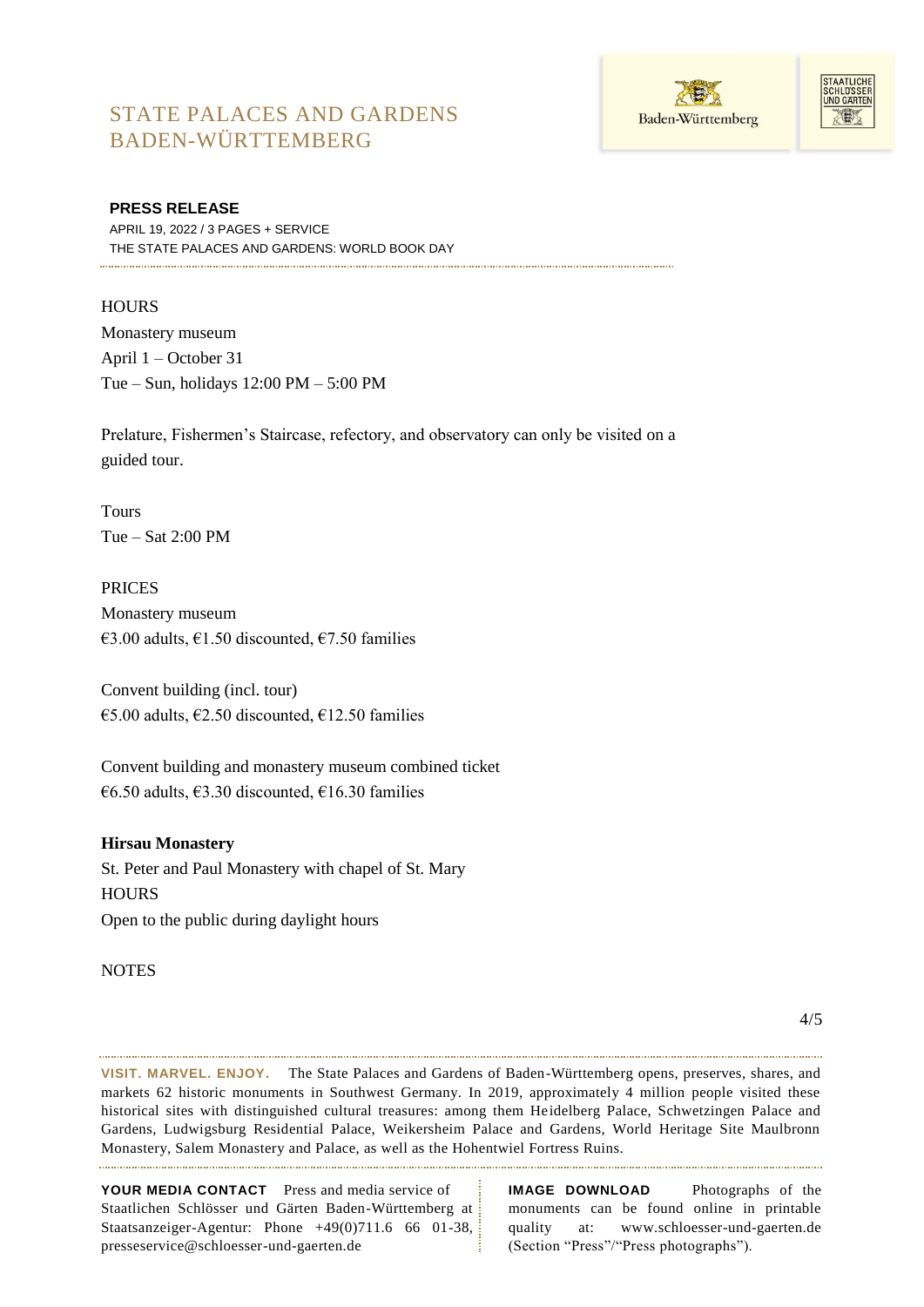**PRESS RELEASE**

APRIL 19, 2022 / 3 PAGES + SERVICE

THE STATE PALACES AND GARDENS: WORLD BOOK DAY

HOURS

Monastery museum

April 1 – October 31

Tue – Sun, holidays 12:00 PM – 5:00 PM

Prelature, Fishermen's Staircase, refectory, and observatory can only be visited on a guided tour.

Tours

Tue – Sat 2:00 PM

PRICES

Monastery museum

€3.00 adults, €1.50 discounted, €7.50 families

Convent building (incl. tour)

€5.00 adults, €2.50 discounted, €12.50 families

Convent building and monastery museum combined ticket

€6.50 adults, €3.30 discounted, €16.30 families

**Hirsau Monastery**

St. Peter and Paul Monastery with chapel of St. Mary

HOURS

Open to the public during daylight hours

NOTES

**VISIT. MARVEL. ENJOY.** The State Palaces and Gardens of Baden-Württemberg opens, preserves, shares, and markets 62 historic monuments in Southwest Germany. In 2019, approximately 4 million people visited these historical sites with distinguished cultural treasures: among them Heidelberg Palace, Schwetzingen Palace and Gardens, Ludwigsburg Residential Palace, Weikersheim Palace and Gardens, World Heritage Site Maulbronn Monastery, Salem Monastery and Palace, as well as the Hohentwiel Fortress Ruins.

**YOUR MEDIA CONTACT** Press and media service of Staatlichen Schlösser und Gärten Baden-Württemberg at Staatsanzeiger-Agentur: Phone +49(0)711.6 66 01-38, presseservice@schloesser-und-gaerten.de

**IMAGE DOWNLOAD** Photographs of the monuments can be found online in printable quality at: www.schloesser-und-gaerten.de (Section "Press"/"Press photographs").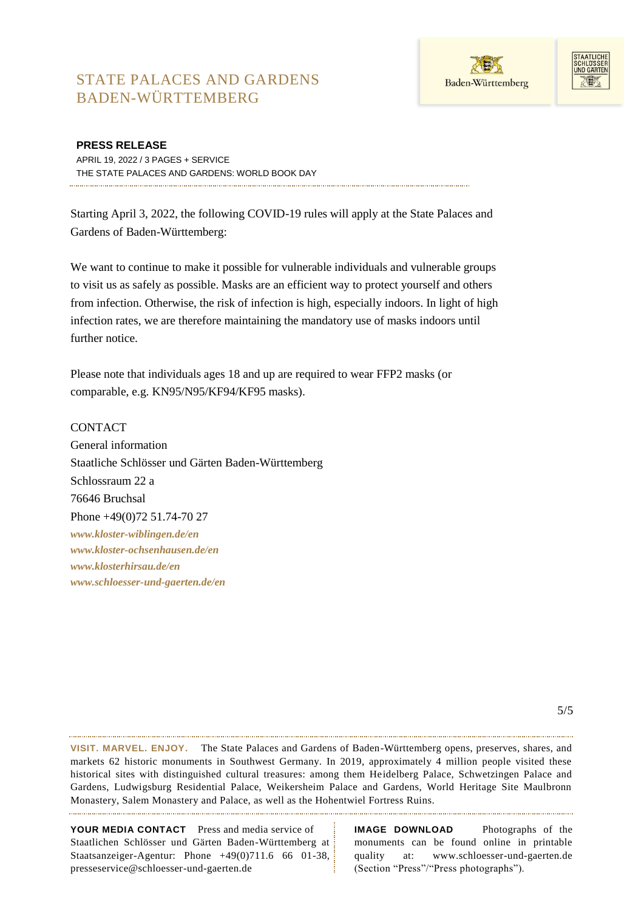# STATE PALACES AND GARDENS BADEN-WÜRTTEMBERG

**PRESS RELEASE**

APRIL 19, 2022 / 3 PAGES + SERVICE

THE STATE PALACES AND GARDENS: WORLD BOOK DAY

Starting April 3, 2022, the following COVID-19 rules will apply at the State Palaces and Gardens of Baden-Württemberg:

We want to continue to make it possible for vulnerable individuals and vulnerable groups to visit us as safely as possible. Masks are an efficient way to protect yourself and others from infection. Otherwise, the risk of infection is high, especially indoors. In light of high infection rates, we are therefore maintaining the mandatory use of masks indoors until further notice.

Please note that individuals ages 18 and up are required to wear FFP2 masks (or comparable, e.g. KN95/N95/KF94/KF95 masks).

CONTACT  
General information  
Staatliche Schlösser und Gärten Baden-Württemberg  
Schlossraum 22 a  
76646 Bruchsal  
Phone +49(0)72 51.74-70 27  
***www.kloster-wiblingen.de/en***  
***www.kloster-ochsenhausen.de/en***  
***www.klosterhirsau.de/en***  
***www.schloesser-und-gaerten.de/en***

**VISIT. MARVEL. ENJOY.** The State Palaces and Gardens of Baden-Württemberg opens, preserves, shares, and markets 62 historic monuments in Southwest Germany. In 2019, approximately 4 million people visited these historical sites with distinguished cultural treasures: among them Heidelberg Palace, Schwetzingen Palace and Gardens, Ludwigsburg Residential Palace, Weikersheim Palace and Gardens, World Heritage Site Maulbronn Monastery, Salem Monastery and Palace, as well as the Hohentwiel Fortress Ruins.

**YOUR MEDIA CONTACT** Press and media service of Staatlichen Schlösser und Gärten Baden-Württemberg at Staatsanzeiger-Agentur: Phone +49(0)711.6 66 01-38, presseservice@schloesser-und-gaerten.de

**IMAGE DOWNLOAD** Photographs of the monuments can be found online in printable quality at: www.schloesser-und-gaerten.de (Section “Press”/“Press photographs”).